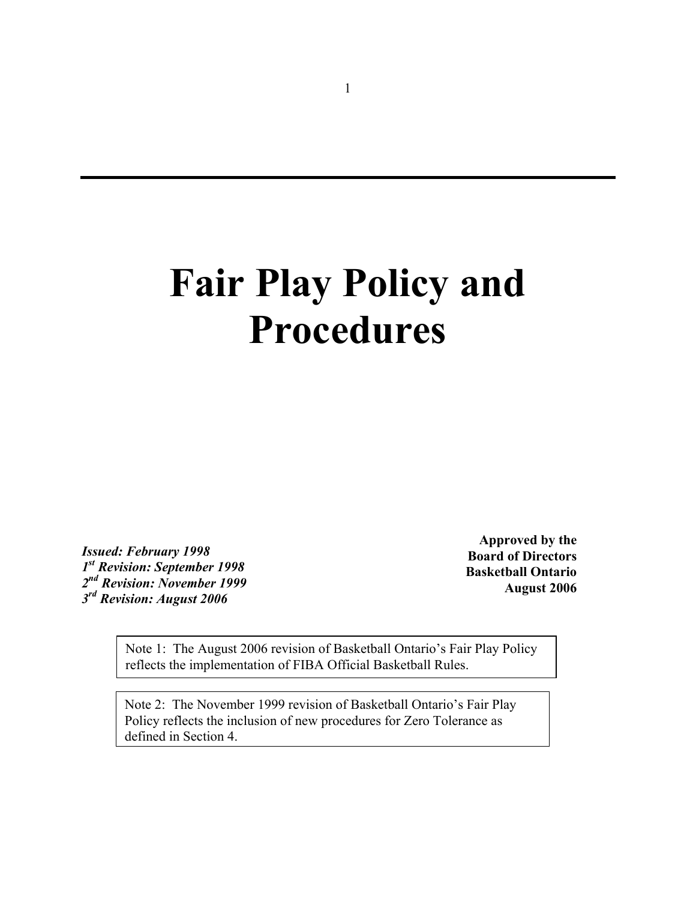# Fair Play Policy and Procedures

***Issued: February 1998***
***1st Revision: September 1998***
***2nd Revision: November 1999***
***3rd Revision: August 2006***

**Approved by the**
**Board of Directors**
**Basketball Ontario**
**August 2006**

Note 1: The August 2006 revision of Basketball Ontario's Fair Play Policy reflects the implementation of FIBA Official Basketball Rules.

Note 2: The November 1999 revision of Basketball Ontario's Fair Play Policy reflects the inclusion of new procedures for Zero Tolerance as defined in Section 4.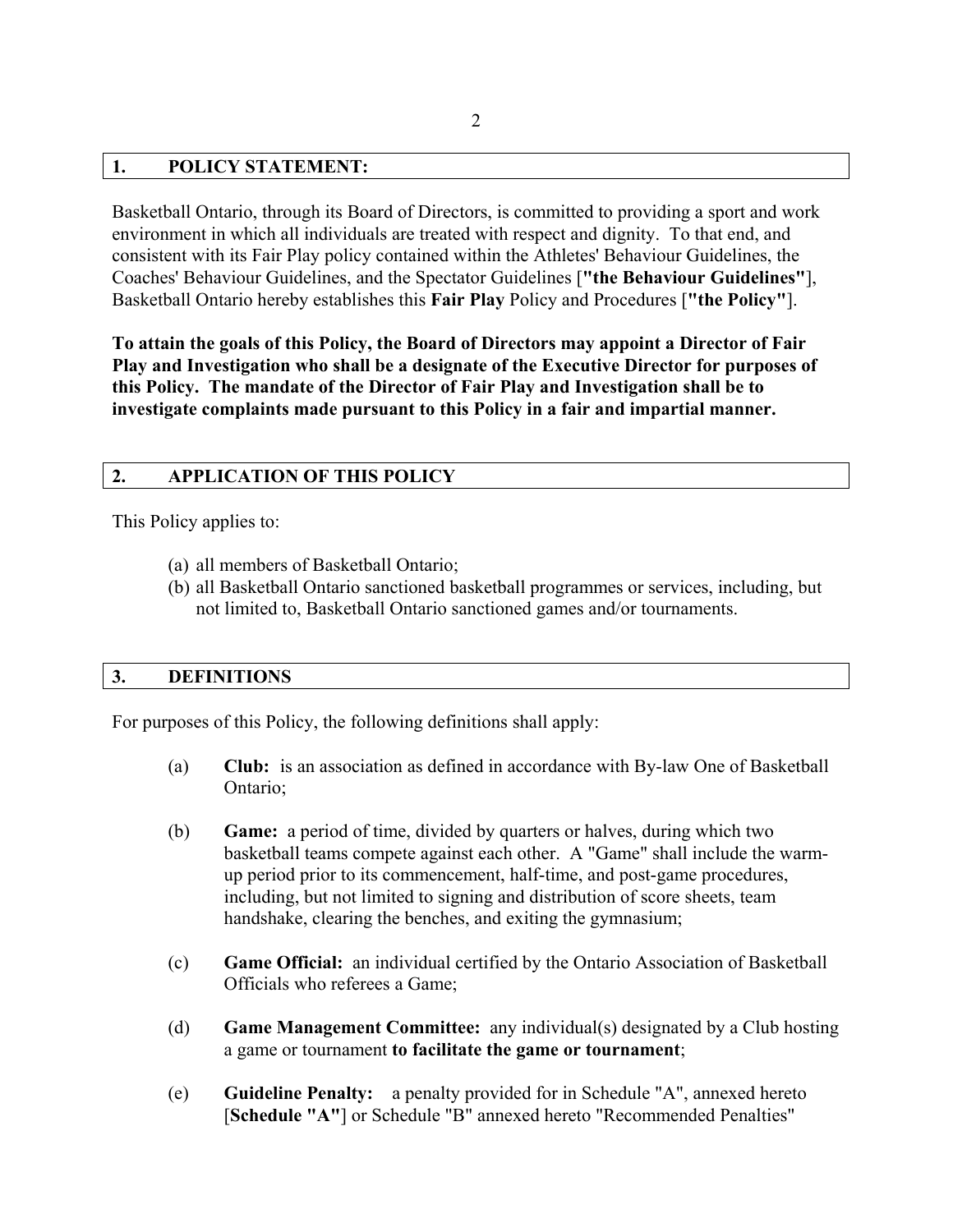## 1. POLICY STATEMENT:

Basketball Ontario, through its Board of Directors, is committed to providing a sport and work environment in which all individuals are treated with respect and dignity. To that end, and consistent with its Fair Play policy contained within the Athletes' Behaviour Guidelines, the Coaches' Behaviour Guidelines, and the Spectator Guidelines [**"the Behaviour Guidelines"**], Basketball Ontario hereby establishes this **Fair Play** Policy and Procedures [**"the Policy"**].

**To attain the goals of this Policy, the Board of Directors may appoint a Director of Fair Play and Investigation who shall be a designate of the Executive Director for purposes of this Policy. The mandate of the Director of Fair Play and Investigation shall be to investigate complaints made pursuant to this Policy in a fair and impartial manner.**

## 2. APPLICATION OF THIS POLICY

This Policy applies to:

(a) all members of Basketball Ontario;
(b) all Basketball Ontario sanctioned basketball programmes or services, including, but not limited to, Basketball Ontario sanctioned games and/or tournaments.

## 3. DEFINITIONS

For purposes of this Policy, the following definitions shall apply:

(a) **Club:** is an association as defined in accordance with By-law One of Basketball Ontario;

(b) **Game:** a period of time, divided by quarters or halves, during which two basketball teams compete against each other. A "Game" shall include the warm-up period prior to its commencement, half-time, and post-game procedures, including, but not limited to signing and distribution of score sheets, team handshake, clearing the benches, and exiting the gymnasium;

(c) **Game Official:** an individual certified by the Ontario Association of Basketball Officials who referees a Game;

(d) **Game Management Committee:** any individual(s) designated by a Club hosting a game or tournament **to facilitate the game or tournament**;

(e) **Guideline Penalty:** a penalty provided for in Schedule "A", annexed hereto [**Schedule "A"**] or Schedule "B" annexed hereto "Recommended Penalties"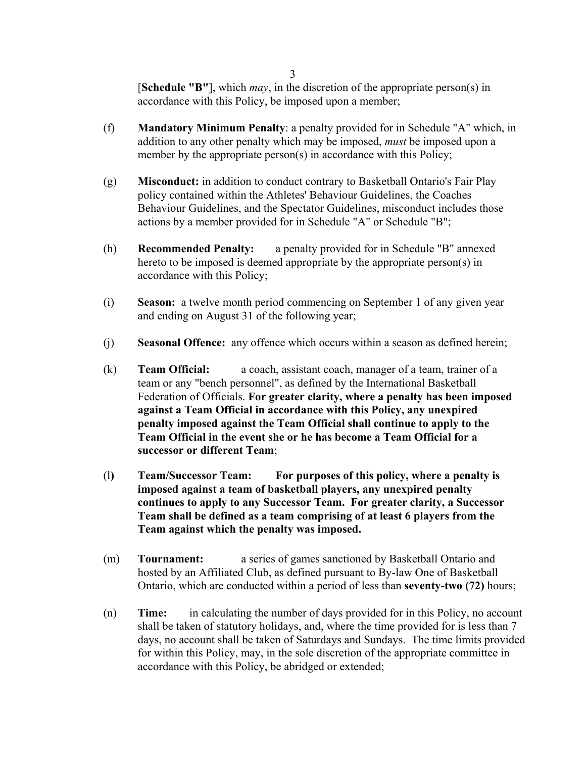[**Schedule "B"**], which *may*, in the discretion of the appropriate person(s) in accordance with this Policy, be imposed upon a member;

(f) **Mandatory Minimum Penalty**: a penalty provided for in Schedule "A" which, in addition to any other penalty which may be imposed, *must* be imposed upon a member by the appropriate person(s) in accordance with this Policy;

(g) **Misconduct:** in addition to conduct contrary to Basketball Ontario's Fair Play policy contained within the Athletes' Behaviour Guidelines, the Coaches Behaviour Guidelines, and the Spectator Guidelines, misconduct includes those actions by a member provided for in Schedule "A" or Schedule "B";

(h) **Recommended Penalty:** a penalty provided for in Schedule "B" annexed hereto to be imposed is deemed appropriate by the appropriate person(s) in accordance with this Policy;

(i) **Season:** a twelve month period commencing on September 1 of any given year and ending on August 31 of the following year;

(j) **Seasonal Offence:** any offence which occurs within a season as defined herein;

(k) **Team Official:** a coach, assistant coach, manager of a team, trainer of a team or any "bench personnel", as defined by the International Basketball Federation of Officials. **For greater clarity, where a penalty has been imposed against a Team Official in accordance with this Policy, any unexpired penalty imposed against the Team Official shall continue to apply to the Team Official in the event she or he has become a Team Official for a successor or different Team**;

(l) **Team/Successor Team: For purposes of this policy, where a penalty is imposed against a team of basketball players, any unexpired penalty continues to apply to any Successor Team. For greater clarity, a Successor Team shall be defined as a team comprising of at least 6 players from the Team against which the penalty was imposed.**

(m) **Tournament:** a series of games sanctioned by Basketball Ontario and hosted by an Affiliated Club, as defined pursuant to By-law One of Basketball Ontario, which are conducted within a period of less than **seventy-two (72)** hours;

(n) **Time:** in calculating the number of days provided for in this Policy, no account shall be taken of statutory holidays, and, where the time provided for is less than 7 days, no account shall be taken of Saturdays and Sundays. The time limits provided for within this Policy, may, in the sole discretion of the appropriate committee in accordance with this Policy, be abridged or extended;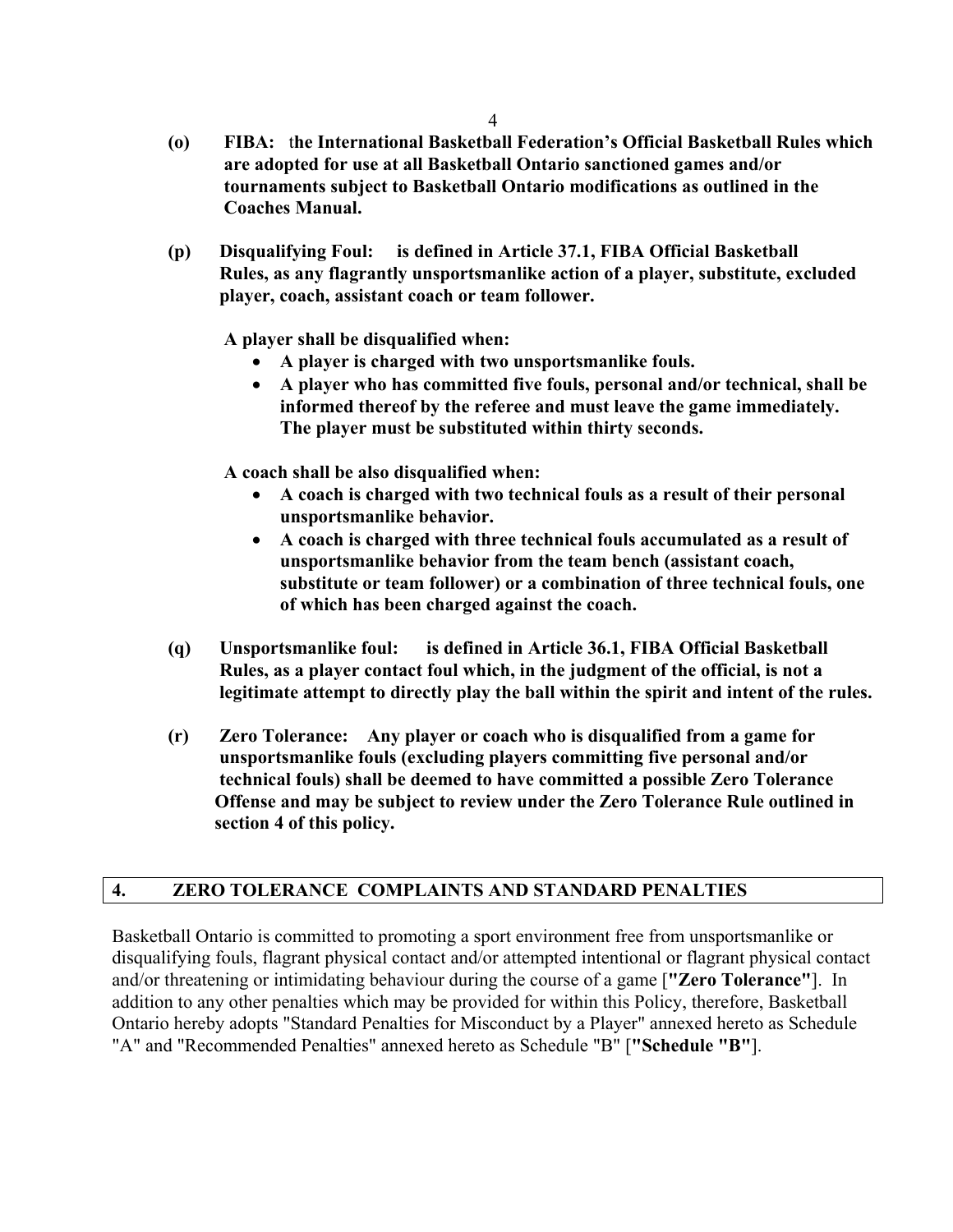**(o) FIBA: the International Basketball Federation's Official Basketball Rules which are adopted for use at all Basketball Ontario sanctioned games and/or tournaments subject to Basketball Ontario modifications as outlined in the Coaches Manual.**

**(p) Disqualifying Foul: is defined in Article 37.1, FIBA Official Basketball Rules, as any flagrantly unsportsmanlike action of a player, substitute, excluded player, coach, assistant coach or team follower.**

**A player shall be disqualified when:**

- **A player is charged with two unsportsmanlike fouls.**
- **A player who has committed five fouls, personal and/or technical, shall be informed thereof by the referee and must leave the game immediately. The player must be substituted within thirty seconds.**

**A coach shall be also disqualified when:**

- **A coach is charged with two technical fouls as a result of their personal unsportsmanlike behavior.**
- **A coach is charged with three technical fouls accumulated as a result of unsportsmanlike behavior from the team bench (assistant coach, substitute or team follower) or a combination of three technical fouls, one of which has been charged against the coach.**

**(q) Unsportsmanlike foul: is defined in Article 36.1, FIBA Official Basketball Rules, as a player contact foul which, in the judgment of the official, is not a legitimate attempt to directly play the ball within the spirit and intent of the rules.**

**(r) Zero Tolerance: Any player or coach who is disqualified from a game for unsportsmanlike fouls (excluding players committing five personal and/or technical fouls) shall be deemed to have committed a possible Zero Tolerance Offense and may be subject to review under the Zero Tolerance Rule outlined in section 4 of this policy.**

## 4. ZERO TOLERANCE COMPLAINTS AND STANDARD PENALTIES

Basketball Ontario is committed to promoting a sport environment free from unsportsmanlike or disqualifying fouls, flagrant physical contact and/or attempted intentional or flagrant physical contact and/or threatening or intimidating behaviour during the course of a game [**"Zero Tolerance"**]. In addition to any other penalties which may be provided for within this Policy, therefore, Basketball Ontario hereby adopts "Standard Penalties for Misconduct by a Player" annexed hereto as Schedule "A" and "Recommended Penalties" annexed hereto as Schedule "B" [**"Schedule "B"**].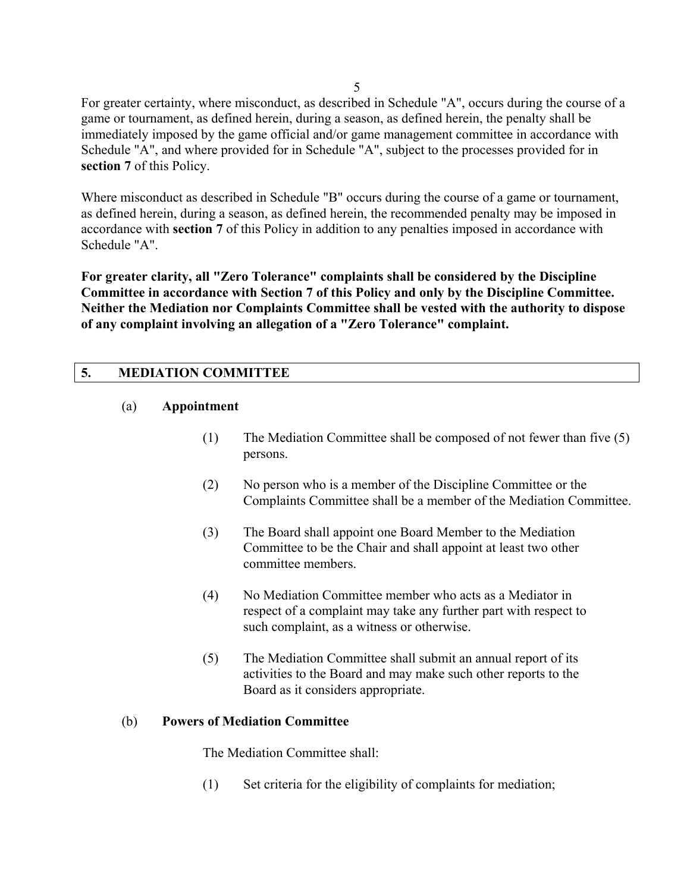For greater certainty, where misconduct, as described in Schedule "A", occurs during the course of a game or tournament, as defined herein, during a season, as defined herein, the penalty shall be immediately imposed by the game official and/or game management committee in accordance with Schedule "A", and where provided for in Schedule "A", subject to the processes provided for in **section 7** of this Policy.

Where misconduct as described in Schedule "B" occurs during the course of a game or tournament, as defined herein, during a season, as defined herein, the recommended penalty may be imposed in accordance with **section 7** of this Policy in addition to any penalties imposed in accordance with Schedule "A".

**For greater clarity, all "Zero Tolerance" complaints shall be considered by the Discipline Committee in accordance with Section 7 of this Policy and only by the Discipline Committee. Neither the Mediation nor Complaints Committee shall be vested with the authority to dispose of any complaint involving an allegation of a "Zero Tolerance" complaint.**

## 5. MEDIATION COMMITTEE

### (a) Appointment

(1) The Mediation Committee shall be composed of not fewer than five (5) persons.

(2) No person who is a member of the Discipline Committee or the Complaints Committee shall be a member of the Mediation Committee.

(3) The Board shall appoint one Board Member to the Mediation Committee to be the Chair and shall appoint at least two other committee members.

(4) No Mediation Committee member who acts as a Mediator in respect of a complaint may take any further part with respect to such complaint, as a witness or otherwise.

(5) The Mediation Committee shall submit an annual report of its activities to the Board and may make such other reports to the Board as it considers appropriate.

### (b) Powers of Mediation Committee

The Mediation Committee shall:

(1) Set criteria for the eligibility of complaints for mediation;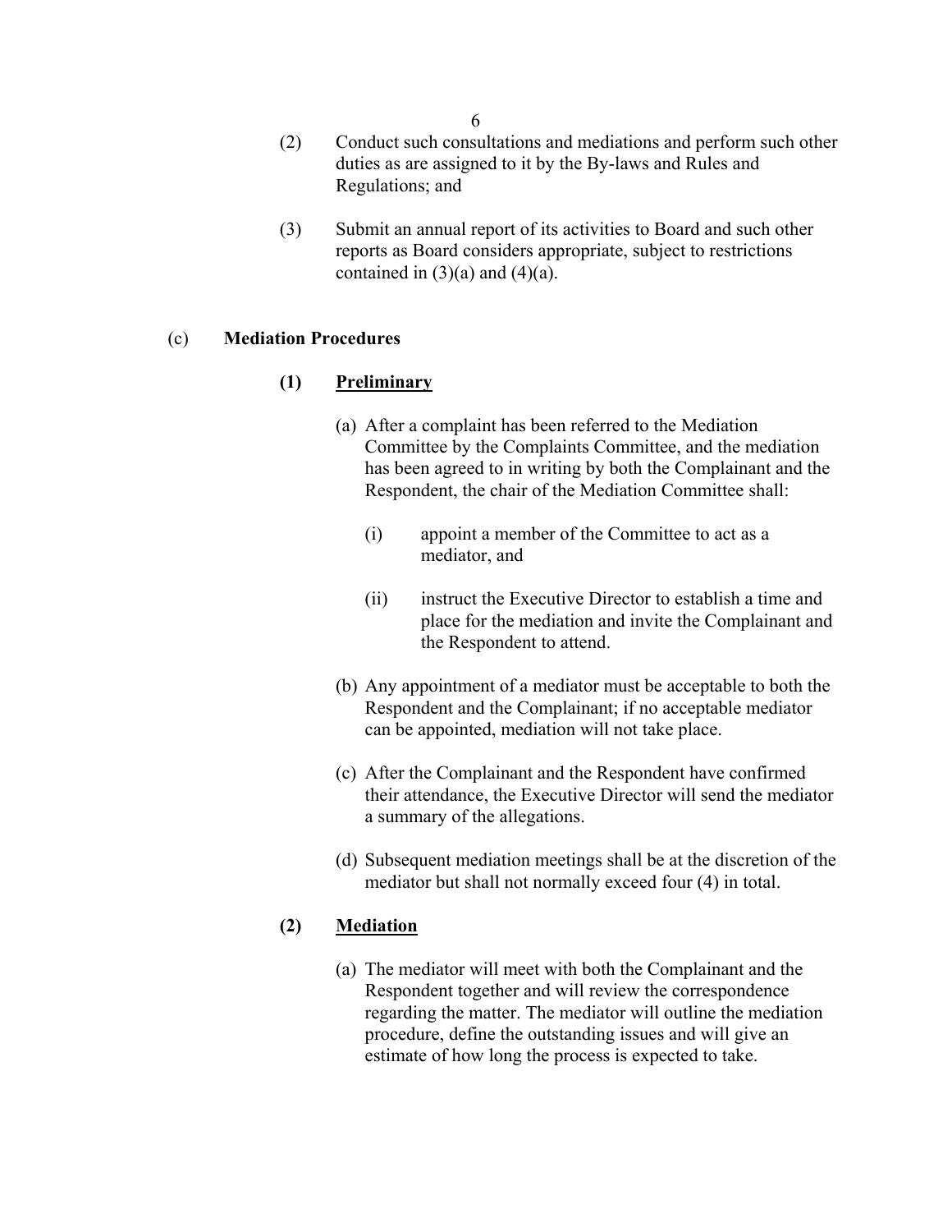(2) Conduct such consultations and mediations and perform such other duties as are assigned to it by the By-laws and Rules and Regulations; and

(3) Submit an annual report of its activities to Board and such other reports as Board considers appropriate, subject to restrictions contained in (3)(a) and (4)(a).

(c) **Mediation Procedures**

**(1) <u>Preliminary</u>**

(a) After a complaint has been referred to the Mediation Committee by the Complaints Committee, and the mediation has been agreed to in writing by both the Complainant and the Respondent, the chair of the Mediation Committee shall:

(i) appoint a member of the Committee to act as a mediator, and

(ii) instruct the Executive Director to establish a time and place for the mediation and invite the Complainant and the Respondent to attend.

(b) Any appointment of a mediator must be acceptable to both the Respondent and the Complainant; if no acceptable mediator can be appointed, mediation will not take place.

(c) After the Complainant and the Respondent have confirmed their attendance, the Executive Director will send the mediator a summary of the allegations.

(d) Subsequent mediation meetings shall be at the discretion of the mediator but shall not normally exceed four (4) in total.

**(2) <u>Mediation</u>**

(a) The mediator will meet with both the Complainant and the Respondent together and will review the correspondence regarding the matter. The mediator will outline the mediation procedure, define the outstanding issues and will give an estimate of how long the process is expected to take.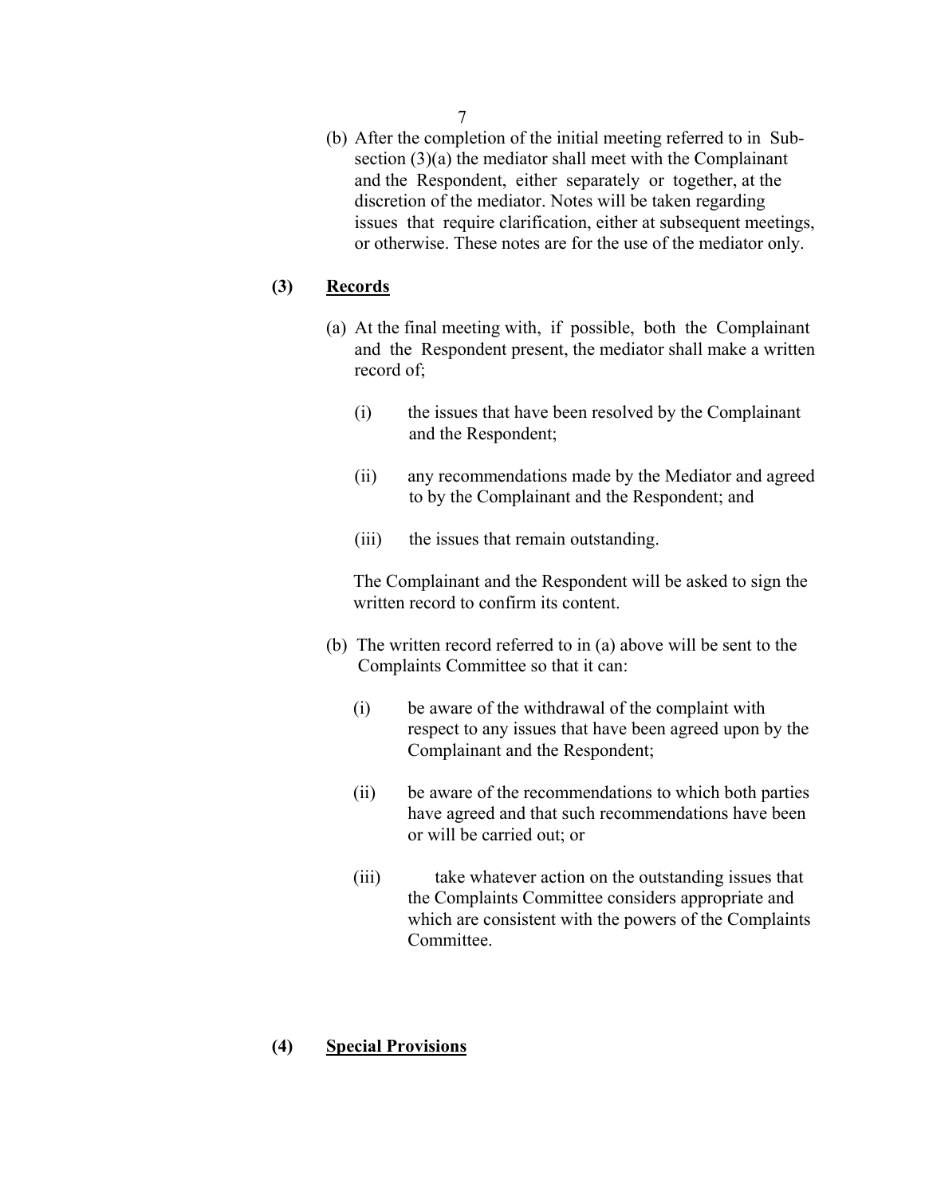(b) After the completion of the initial meeting referred to in Sub-section (3)(a) the mediator shall meet with the Complainant and the Respondent, either separately or together, at the discretion of the mediator. Notes will be taken regarding issues that require clarification, either at subsequent meetings, or otherwise. These notes are for the use of the mediator only.

**(3) <u>Records</u>**

(a) At the final meeting with, if possible, both the Complainant and the Respondent present, the mediator shall make a written record of;

(i) the issues that have been resolved by the Complainant and the Respondent;

(ii) any recommendations made by the Mediator and agreed to by the Complainant and the Respondent; and

(iii) the issues that remain outstanding.

The Complainant and the Respondent will be asked to sign the written record to confirm its content.

(b) The written record referred to in (a) above will be sent to the Complaints Committee so that it can:

(i) be aware of the withdrawal of the complaint with respect to any issues that have been agreed upon by the Complainant and the Respondent;

(ii) be aware of the recommendations to which both parties have agreed and that such recommendations have been or will be carried out; or

(iii) take whatever action on the outstanding issues that the Complaints Committee considers appropriate and which are consistent with the powers of the Complaints Committee.

**(4) <u>Special Provisions</u>**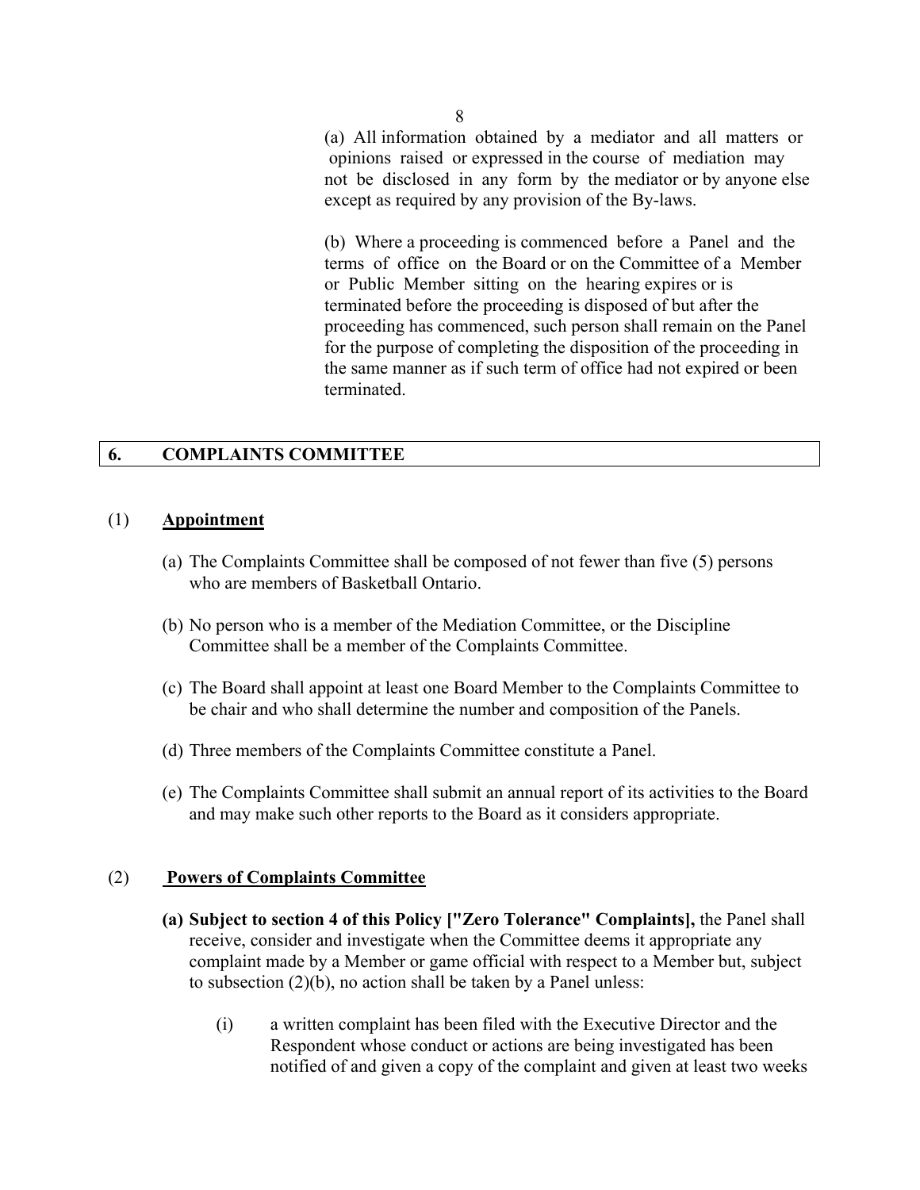(a) All information obtained by a mediator and all matters or opinions raised or expressed in the course of mediation may not be disclosed in any form by the mediator or by anyone else except as required by any provision of the By-laws.

(b) Where a proceeding is commenced before a Panel and the terms of office on the Board or on the Committee of a Member or Public Member sitting on the hearing expires or is terminated before the proceeding is disposed of but after the proceeding has commenced, such person shall remain on the Panel for the purpose of completing the disposition of the proceeding in the same manner as if such term of office had not expired or been terminated.

## 6. COMPLAINTS COMMITTEE

### (1) **Appointment**

(a) The Complaints Committee shall be composed of not fewer than five (5) persons who are members of Basketball Ontario.

(b) No person who is a member of the Mediation Committee, or the Discipline Committee shall be a member of the Complaints Committee.

(c) The Board shall appoint at least one Board Member to the Complaints Committee to be chair and who shall determine the number and composition of the Panels.

(d) Three members of the Complaints Committee constitute a Panel.

(e) The Complaints Committee shall submit an annual report of its activities to the Board and may make such other reports to the Board as it considers appropriate.

### (2) **Powers of Complaints Committee**

**(a) Subject to section 4 of this Policy ["Zero Tolerance" Complaints],** the Panel shall receive, consider and investigate when the Committee deems it appropriate any complaint made by a Member or game official with respect to a Member but, subject to subsection (2)(b), no action shall be taken by a Panel unless:

(i) a written complaint has been filed with the Executive Director and the Respondent whose conduct or actions are being investigated has been notified of and given a copy of the complaint and given at least two weeks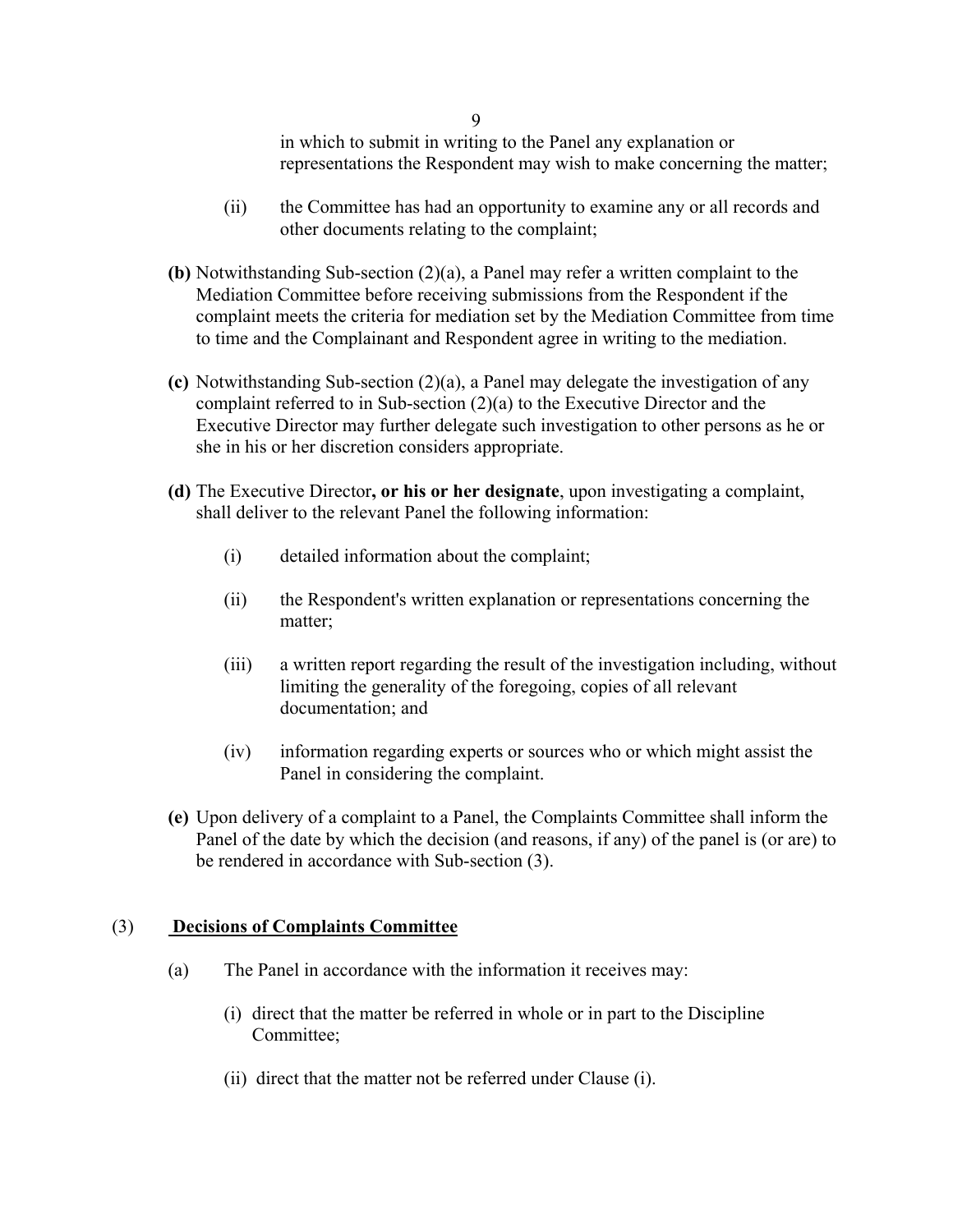in which to submit in writing to the Panel any explanation or representations the Respondent may wish to make concerning the matter;

(ii) the Committee has had an opportunity to examine any or all records and other documents relating to the complaint;

**(b)** Notwithstanding Sub-section (2)(a), a Panel may refer a written complaint to the Mediation Committee before receiving submissions from the Respondent if the complaint meets the criteria for mediation set by the Mediation Committee from time to time and the Complainant and Respondent agree in writing to the mediation.

**(c)** Notwithstanding Sub-section (2)(a), a Panel may delegate the investigation of any complaint referred to in Sub-section (2)(a) to the Executive Director and the Executive Director may further delegate such investigation to other persons as he or she in his or her discretion considers appropriate.

**(d)** The Executive Director**, or his or her designate**, upon investigating a complaint, shall deliver to the relevant Panel the following information:

(i) detailed information about the complaint;

(ii) the Respondent's written explanation or representations concerning the matter;

(iii) a written report regarding the result of the investigation including, without limiting the generality of the foregoing, copies of all relevant documentation; and

(iv) information regarding experts or sources who or which might assist the Panel in considering the complaint.

**(e)** Upon delivery of a complaint to a Panel, the Complaints Committee shall inform the Panel of the date by which the decision (and reasons, if any) of the panel is (or are) to be rendered in accordance with Sub-section (3).

## (3) Decisions of Complaints Committee

(a) The Panel in accordance with the information it receives may:

(i) direct that the matter be referred in whole or in part to the Discipline Committee;

(ii) direct that the matter not be referred under Clause (i).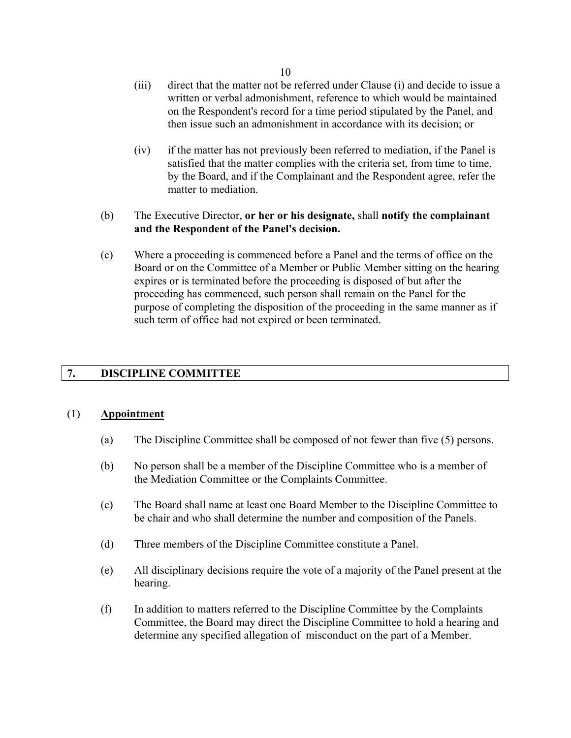(iii) direct that the matter not be referred under Clause (i) and decide to issue a written or verbal admonishment, reference to which would be maintained on the Respondent's record for a time period stipulated by the Panel, and then issue such an admonishment in accordance with its decision; or

(iv) if the matter has not previously been referred to mediation, if the Panel is satisfied that the matter complies with the criteria set, from time to time, by the Board, and if the Complainant and the Respondent agree, refer the matter to mediation.

(b) The Executive Director, **or her or his designate,** shall **notify the complainant and the Respondent of the Panel's decision.**

(c) Where a proceeding is commenced before a Panel and the terms of office on the Board or on the Committee of a Member or Public Member sitting on the hearing expires or is terminated before the proceeding is disposed of but after the proceeding has commenced, such person shall remain on the Panel for the purpose of completing the disposition of the proceeding in the same manner as if such term of office had not expired or been terminated.

## 7. DISCIPLINE COMMITTEE

### (1) <u>**Appointment**</u>

(a) The Discipline Committee shall be composed of not fewer than five (5) persons.

(b) No person shall be a member of the Discipline Committee who is a member of the Mediation Committee or the Complaints Committee.

(c) The Board shall name at least one Board Member to the Discipline Committee to be chair and who shall determine the number and composition of the Panels.

(d) Three members of the Discipline Committee constitute a Panel.

(e) All disciplinary decisions require the vote of a majority of the Panel present at the hearing.

(f) In addition to matters referred to the Discipline Committee by the Complaints Committee, the Board may direct the Discipline Committee to hold a hearing and determine any specified allegation of misconduct on the part of a Member.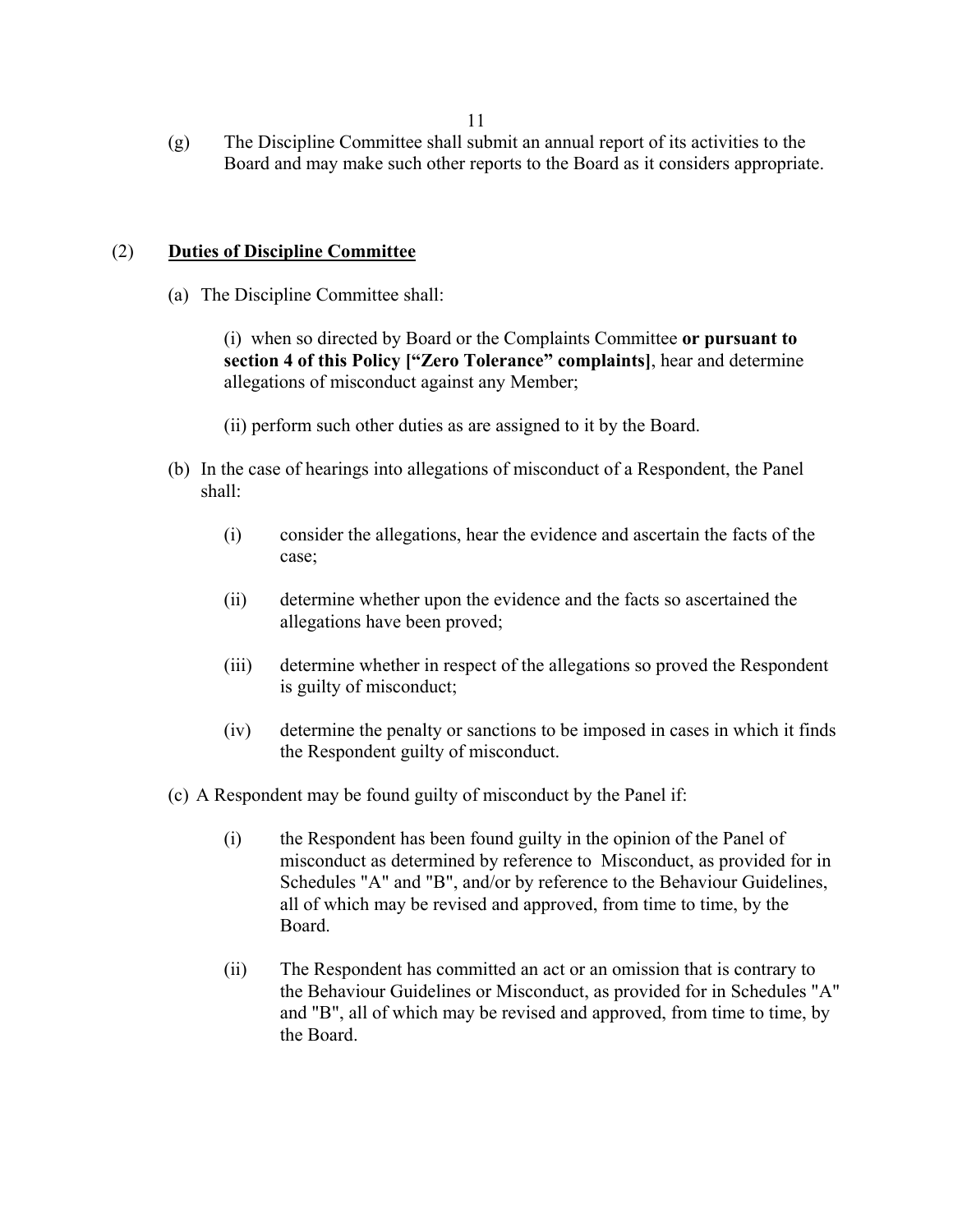(g) The Discipline Committee shall submit an annual report of its activities to the Board and may make such other reports to the Board as it considers appropriate.

## (2) **<u>Duties of Discipline Committee</u>**

(a) The Discipline Committee shall:

(i) when so directed by Board or the Complaints Committee **or pursuant to section 4 of this Policy ["Zero Tolerance" complaints]**, hear and determine allegations of misconduct against any Member;

(ii) perform such other duties as are assigned to it by the Board.

(b) In the case of hearings into allegations of misconduct of a Respondent, the Panel shall:

(i) consider the allegations, hear the evidence and ascertain the facts of the case;

(ii) determine whether upon the evidence and the facts so ascertained the allegations have been proved;

(iii) determine whether in respect of the allegations so proved the Respondent is guilty of misconduct;

(iv) determine the penalty or sanctions to be imposed in cases in which it finds the Respondent guilty of misconduct.

(c) A Respondent may be found guilty of misconduct by the Panel if:

(i) the Respondent has been found guilty in the opinion of the Panel of misconduct as determined by reference to Misconduct, as provided for in Schedules "A" and "B", and/or by reference to the Behaviour Guidelines, all of which may be revised and approved, from time to time, by the Board.

(ii) The Respondent has committed an act or an omission that is contrary to the Behaviour Guidelines or Misconduct, as provided for in Schedules "A" and "B", all of which may be revised and approved, from time to time, by the Board.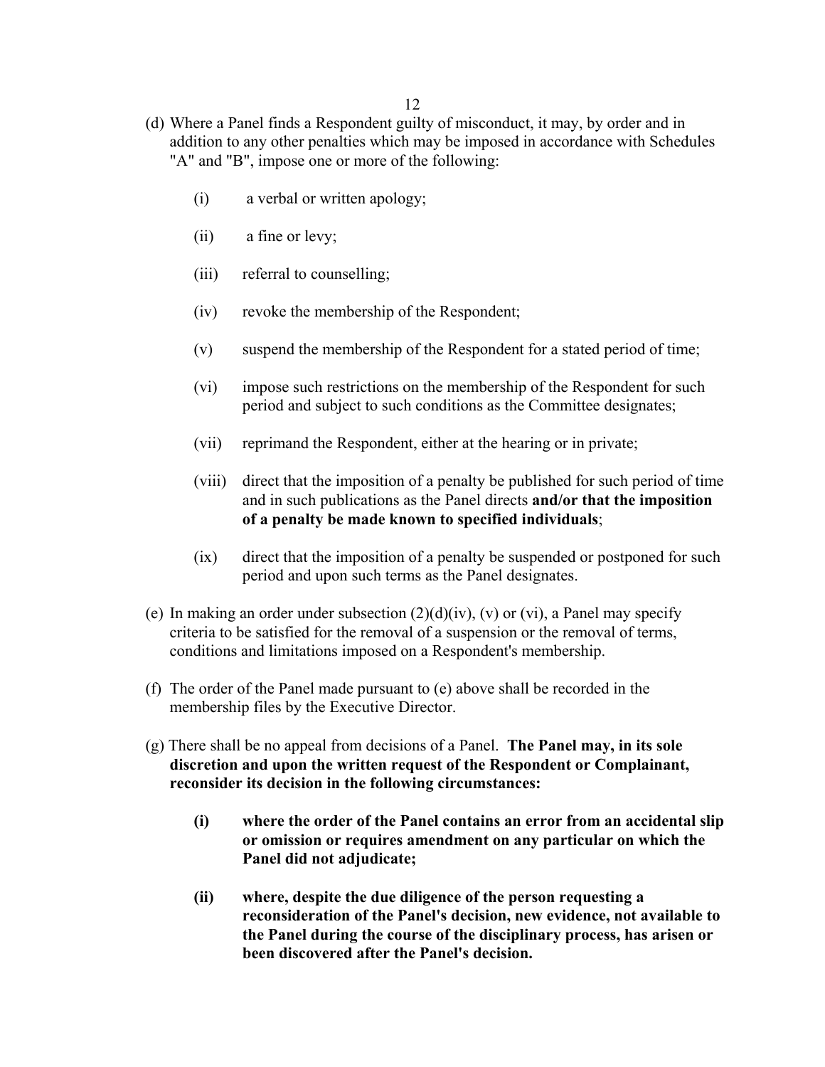(d) Where a Panel finds a Respondent guilty of misconduct, it may, by order and in addition to any other penalties which may be imposed in accordance with Schedules "A" and "B", impose one or more of the following:

- (i) a verbal or written apology;
- (ii) a fine or levy;
- (iii) referral to counselling;
- (iv) revoke the membership of the Respondent;
- (v) suspend the membership of the Respondent for a stated period of time;
- (vi) impose such restrictions on the membership of the Respondent for such period and subject to such conditions as the Committee designates;
- (vii) reprimand the Respondent, either at the hearing or in private;
- (viii) direct that the imposition of a penalty be published for such period of time and in such publications as the Panel directs **and/or that the imposition of a penalty be made known to specified individuals**;
- (ix) direct that the imposition of a penalty be suspended or postponed for such period and upon such terms as the Panel designates.

(e) In making an order under subsection (2)(d)(iv), (v) or (vi), a Panel may specify criteria to be satisfied for the removal of a suspension or the removal of terms, conditions and limitations imposed on a Respondent's membership.

(f) The order of the Panel made pursuant to (e) above shall be recorded in the membership files by the Executive Director.

(g) There shall be no appeal from decisions of a Panel. **The Panel may, in its sole discretion and upon the written request of the Respondent or Complainant, reconsider its decision in the following circumstances:**

- **(i) where the order of the Panel contains an error from an accidental slip or omission or requires amendment on any particular on which the Panel did not adjudicate;**
- **(ii) where, despite the due diligence of the person requesting a reconsideration of the Panel's decision, new evidence, not available to the Panel during the course of the disciplinary process, has arisen or been discovered after the Panel's decision.**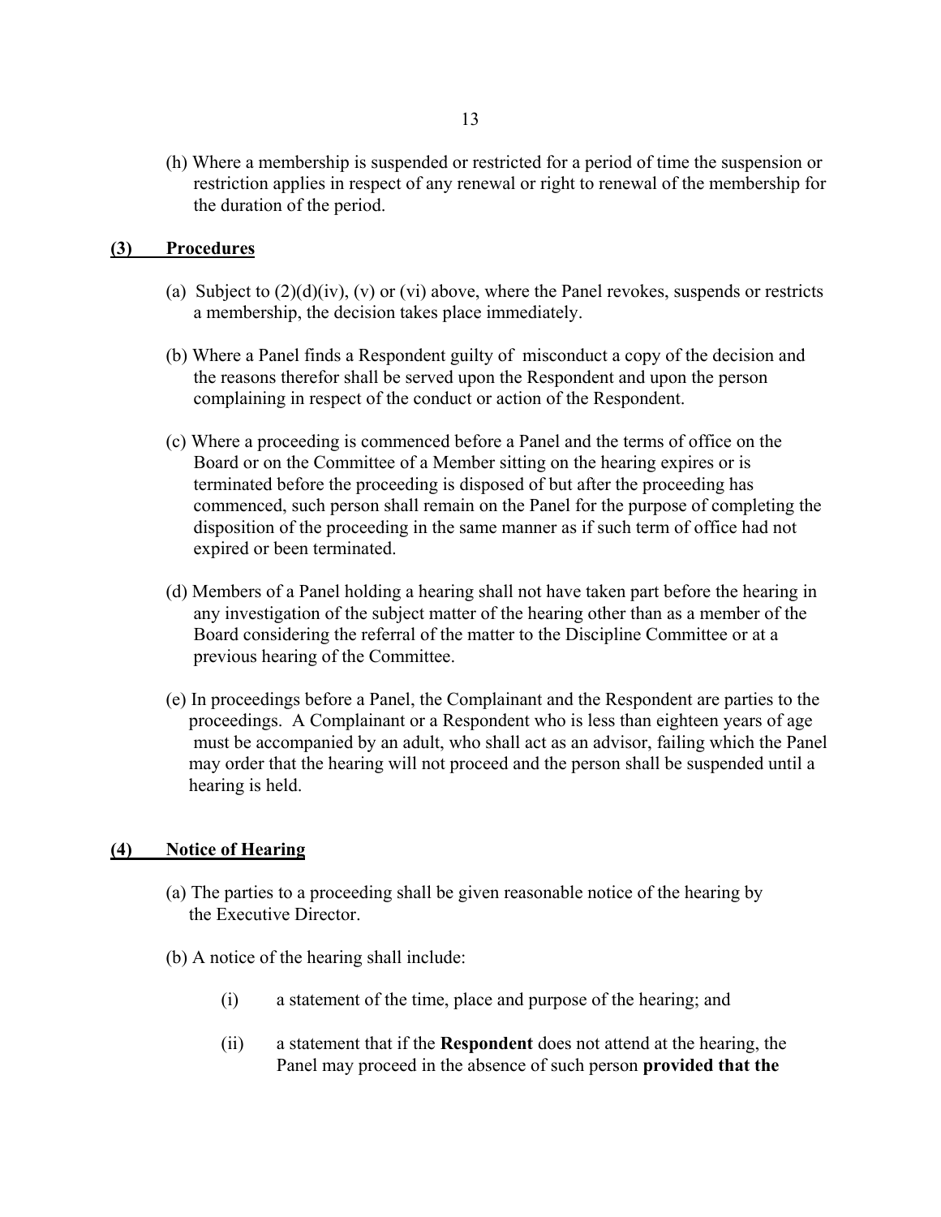(h) Where a membership is suspended or restricted for a period of time the suspension or restriction applies in respect of any renewal or right to renewal of the membership for the duration of the period.

## (3) Procedures

(a) Subject to (2)(d)(iv), (v) or (vi) above, where the Panel revokes, suspends or restricts a membership, the decision takes place immediately.

(b) Where a Panel finds a Respondent guilty of misconduct a copy of the decision and the reasons therefor shall be served upon the Respondent and upon the person complaining in respect of the conduct or action of the Respondent.

(c) Where a proceeding is commenced before a Panel and the terms of office on the Board or on the Committee of a Member sitting on the hearing expires or is terminated before the proceeding is disposed of but after the proceeding has commenced, such person shall remain on the Panel for the purpose of completing the disposition of the proceeding in the same manner as if such term of office had not expired or been terminated.

(d) Members of a Panel holding a hearing shall not have taken part before the hearing in any investigation of the subject matter of the hearing other than as a member of the Board considering the referral of the matter to the Discipline Committee or at a previous hearing of the Committee.

(e) In proceedings before a Panel, the Complainant and the Respondent are parties to the proceedings. A Complainant or a Respondent who is less than eighteen years of age must be accompanied by an adult, who shall act as an advisor, failing which the Panel may order that the hearing will not proceed and the person shall be suspended until a hearing is held.

## (4) Notice of Hearing

(a) The parties to a proceeding shall be given reasonable notice of the hearing by the Executive Director.

(b) A notice of the hearing shall include:

(i) a statement of the time, place and purpose of the hearing; and

(ii) a statement that if the **Respondent** does not attend at the hearing, the Panel may proceed in the absence of such person **provided that the**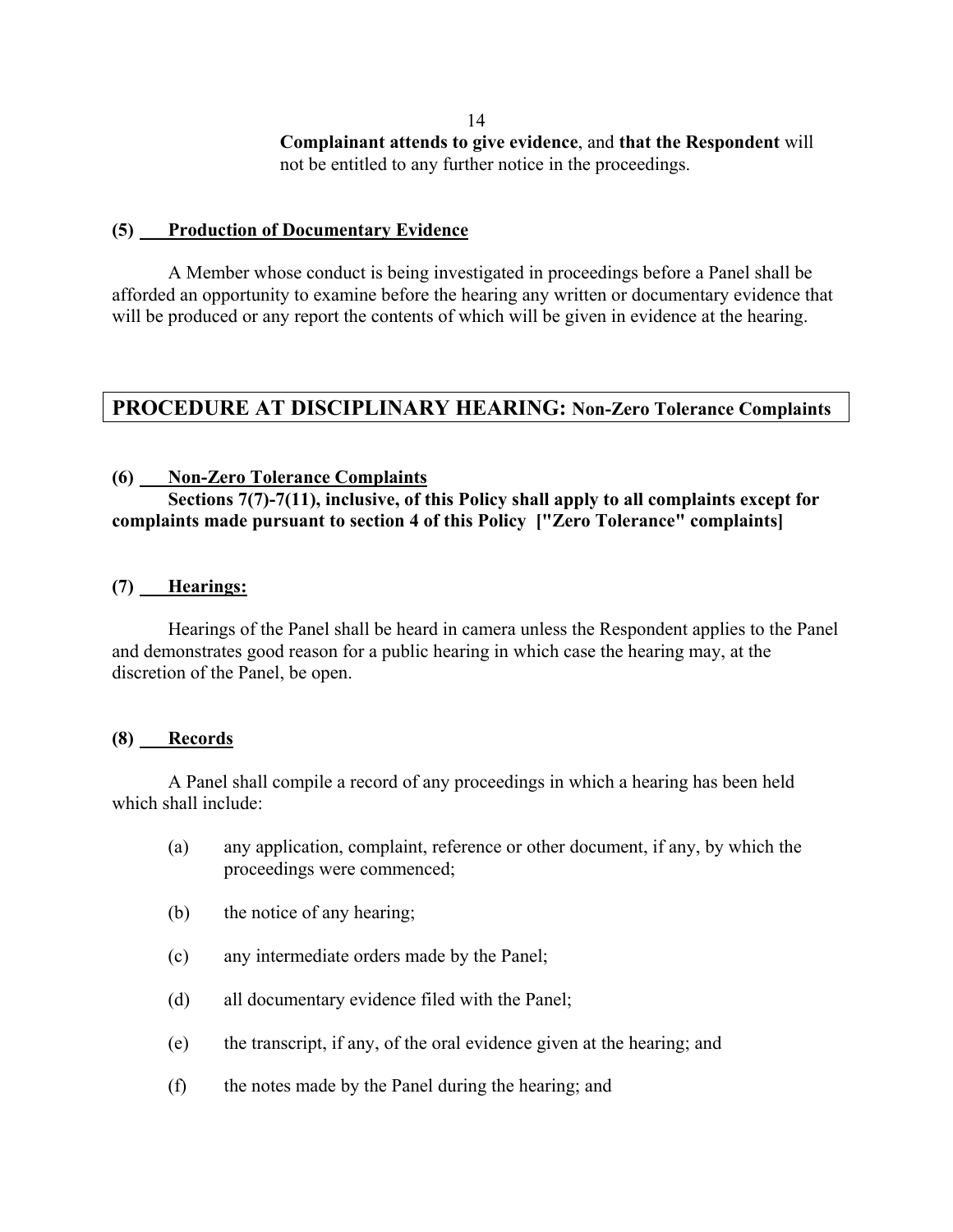**Complainant attends to give evidence**, and **that the Respondent** will not be entitled to any further notice in the proceedings.

**(5) Production of Documentary Evidence**

A Member whose conduct is being investigated in proceedings before a Panel shall be afforded an opportunity to examine before the hearing any written or documentary evidence that will be produced or any report the contents of which will be given in evidence at the hearing.

## PROCEDURE AT DISCIPLINARY HEARING: Non-Zero Tolerance Complaints

**(6) Non-Zero Tolerance Complaints**

**Sections 7(7)-7(11), inclusive, of this Policy shall apply to all complaints except for complaints made pursuant to section 4 of this Policy ["Zero Tolerance" complaints]**

**(7) Hearings:**

Hearings of the Panel shall be heard in camera unless the Respondent applies to the Panel and demonstrates good reason for a public hearing in which case the hearing may, at the discretion of the Panel, be open.

**(8) Records**

A Panel shall compile a record of any proceedings in which a hearing has been held which shall include:

(a) any application, complaint, reference or other document, if any, by which the proceedings were commenced;

(b) the notice of any hearing;

(c) any intermediate orders made by the Panel;

(d) all documentary evidence filed with the Panel;

(e) the transcript, if any, of the oral evidence given at the hearing; and

(f) the notes made by the Panel during the hearing; and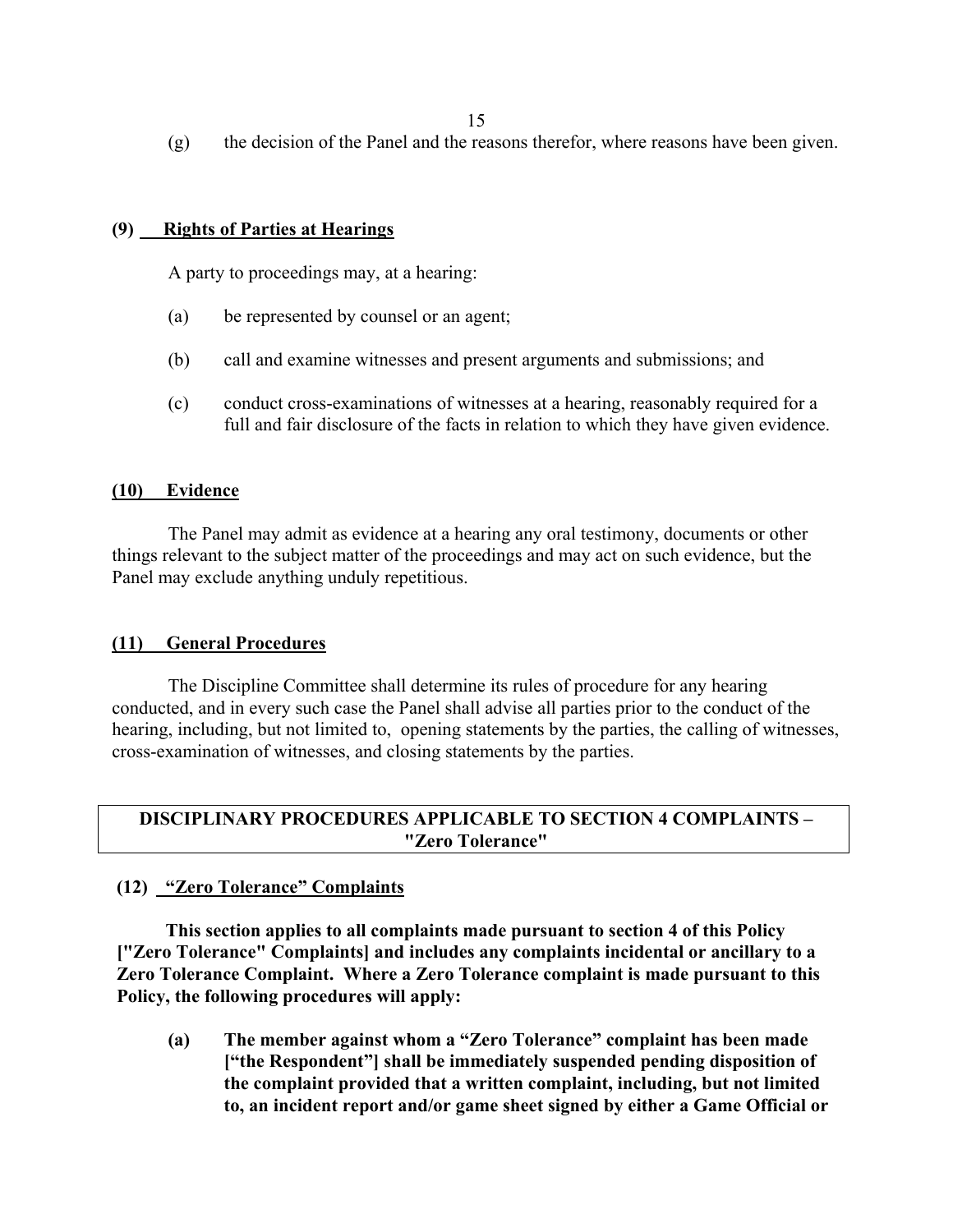(g) the decision of the Panel and the reasons therefor, where reasons have been given.

**(9) <u>Rights of Parties at Hearings</u>**

A party to proceedings may, at a hearing:

(a) be represented by counsel or an agent;

(b) call and examine witnesses and present arguments and submissions; and

(c) conduct cross-examinations of witnesses at a hearing, reasonably required for a full and fair disclosure of the facts in relation to which they have given evidence.

**(10) <u>Evidence</u>**

The Panel may admit as evidence at a hearing any oral testimony, documents or other things relevant to the subject matter of the proceedings and may act on such evidence, but the Panel may exclude anything unduly repetitious.

**(11) <u>General Procedures</u>**

The Discipline Committee shall determine its rules of procedure for any hearing conducted, and in every such case the Panel shall advise all parties prior to the conduct of the hearing, including, but not limited to, opening statements by the parties, the calling of witnesses, cross-examination of witnesses, and closing statements by the parties.

## DISCIPLINARY PROCEDURES APPLICABLE TO SECTION 4 COMPLAINTS – "Zero Tolerance"

**(12) <u>"Zero Tolerance" Complaints</u>**

**This section applies to all complaints made pursuant to section 4 of this Policy ["Zero Tolerance" Complaints] and includes any complaints incidental or ancillary to a Zero Tolerance Complaint. Where a Zero Tolerance complaint is made pursuant to this Policy, the following procedures will apply:**

**(a) The member against whom a "Zero Tolerance" complaint has been made ["the Respondent"] shall be immediately suspended pending disposition of the complaint provided that a written complaint, including, but not limited to, an incident report and/or game sheet signed by either a Game Official or**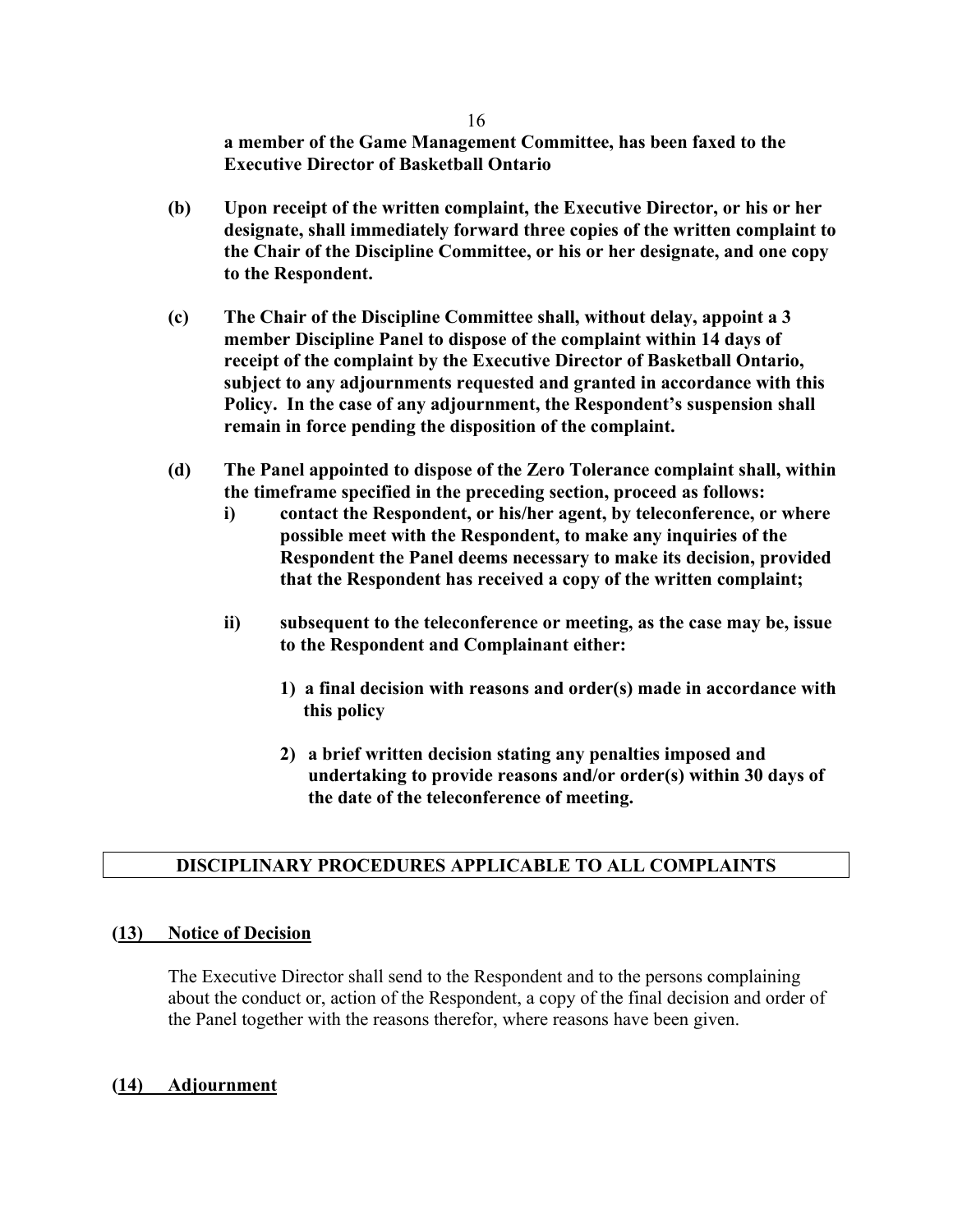**a member of the Game Management Committee, has been faxed to the Executive Director of Basketball Ontario**

**(b) Upon receipt of the written complaint, the Executive Director, or his or her designate, shall immediately forward three copies of the written complaint to the Chair of the Discipline Committee, or his or her designate, and one copy to the Respondent.**

**(c) The Chair of the Discipline Committee shall, without delay, appoint a 3 member Discipline Panel to dispose of the complaint within 14 days of receipt of the complaint by the Executive Director of Basketball Ontario, subject to any adjournments requested and granted in accordance with this Policy. In the case of any adjournment, the Respondent's suspension shall remain in force pending the disposition of the complaint.**

**(d) The Panel appointed to dispose of the Zero Tolerance complaint shall, within the timeframe specified in the preceding section, proceed as follows:**

**i) contact the Respondent, or his/her agent, by teleconference, or where possible meet with the Respondent, to make any inquiries of the Respondent the Panel deems necessary to make its decision, provided that the Respondent has received a copy of the written complaint;**

**ii) subsequent to the teleconference or meeting, as the case may be, issue to the Respondent and Complainant either:**

**1) a final decision with reasons and order(s) made in accordance with this policy**

**2) a brief written decision stating any penalties imposed and undertaking to provide reasons and/or order(s) within 30 days of the date of the teleconference of meeting.**

## DISCIPLINARY PROCEDURES APPLICABLE TO ALL COMPLAINTS

### (13) Notice of Decision

The Executive Director shall send to the Respondent and to the persons complaining about the conduct or, action of the Respondent, a copy of the final decision and order of the Panel together with the reasons therefor, where reasons have been given.

### (14) Adjournment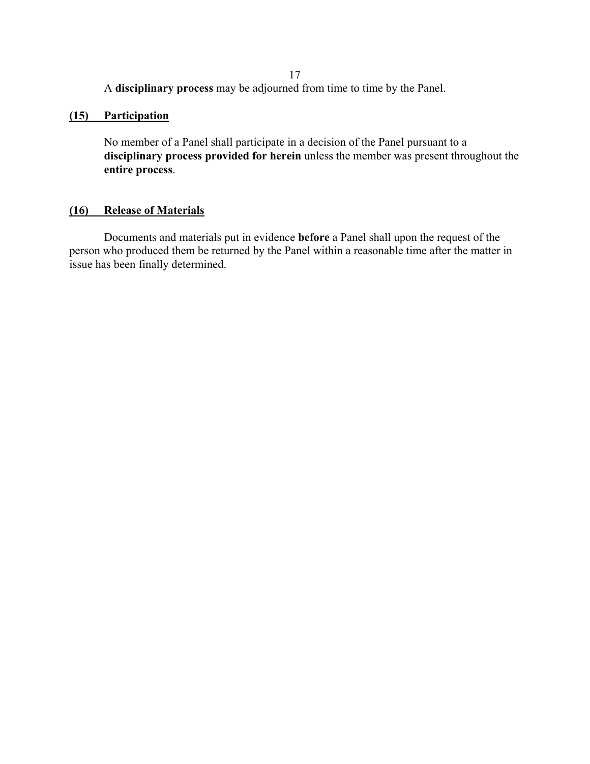A **disciplinary process** may be adjourned from time to time by the Panel.

**(15) Participation**

No member of a Panel shall participate in a decision of the Panel pursuant to a **disciplinary process provided for herein** unless the member was present throughout the **entire process**.

**(16) Release of Materials**

Documents and materials put in evidence **before** a Panel shall upon the request of the person who produced them be returned by the Panel within a reasonable time after the matter in issue has been finally determined.